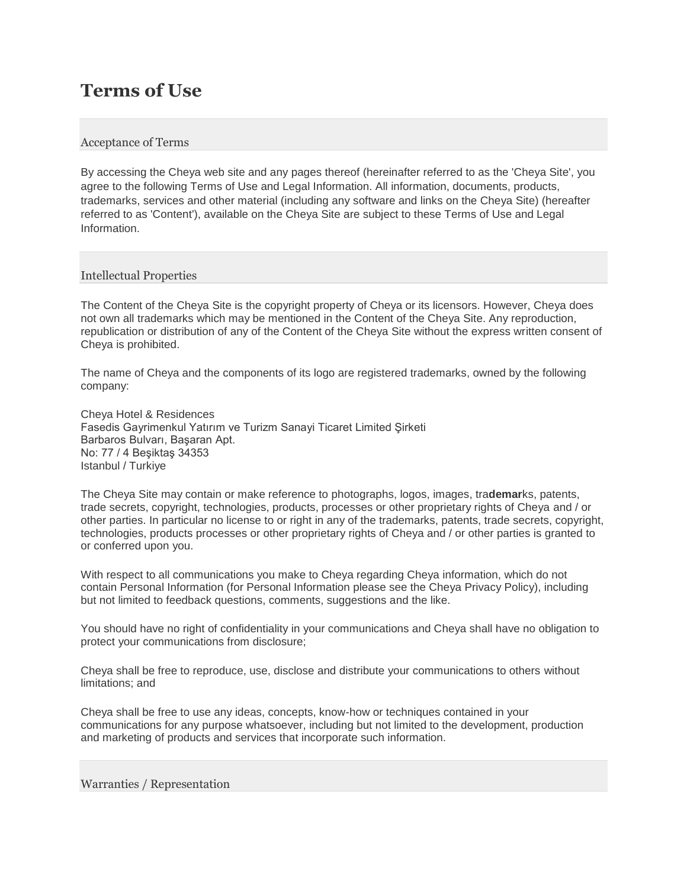# Terms of Use

## Acceptance of Terms

By accessing the Cheya web site and any pages thereof (hereinafter referred to as the 'Cheya Site', you agree to the following Terms of Use and Legal Information. All information, documents, products, trademarks, services and other material (including any software and links on the Cheya Site) (hereafter referred to as 'Content'), available on the Cheya Site are subject to these Terms of Use and Legal Information.

## Intellectual Properties

The Content of the Cheya Site is the copyright property of Cheya or its licensors. However, Cheya does not own all trademarks which may be mentioned in the Content of the Cheya Site. Any reproduction, republication or distribution of any of the Content of the Cheya Site without the express written consent of Cheya is prohibited.

The name of Cheya and the components of its logo are registered trademarks, owned by the following company:

Cheya Hotel & Residences
Fasedis Gayrimenkul Yatırım ve Turizm Sanayi Ticaret Limited Şirketi
Barbaros Bulvarı, Başaran Apt.
No: 77 / 4 Beşiktaş 34353
Istanbul / Turkiye

The Cheya Site may contain or make reference to photographs, logos, images, tra**demar**ks, patents, trade secrets, copyright, technologies, products, processes or other proprietary rights of Cheya and / or other parties. In particular no license to or right in any of the trademarks, patents, trade secrets, copyright, technologies, products processes or other proprietary rights of Cheya and / or other parties is granted to or conferred upon you.

With respect to all communications you make to Cheya regarding Cheya information, which do not contain Personal Information (for Personal Information please see the Cheya Privacy Policy), including but not limited to feedback questions, comments, suggestions and the like.

You should have no right of confidentiality in your communications and Cheya shall have no obligation to protect your communications from disclosure;

Cheya shall be free to reproduce, use, disclose and distribute your communications to others without limitations; and

Cheya shall be free to use any ideas, concepts, know-how or techniques contained in your communications for any purpose whatsoever, including but not limited to the development, production and marketing of products and services that incorporate such information.

## Warranties / Representation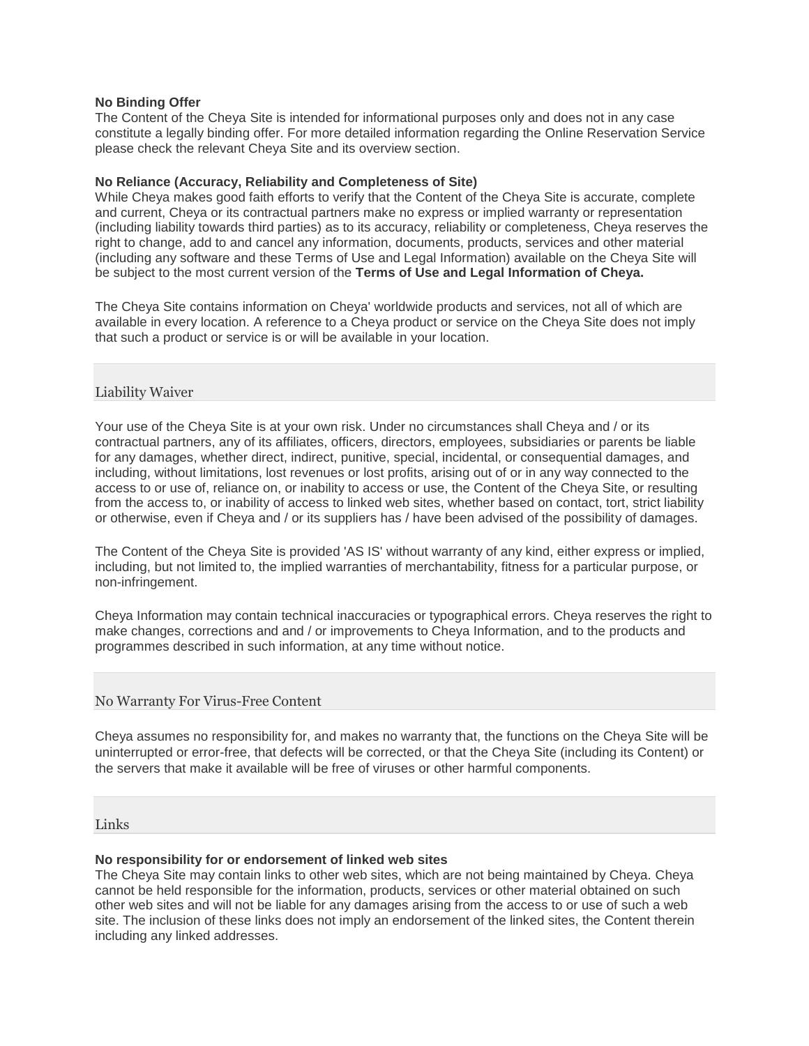**No Binding Offer**
The Content of the Cheya Site is intended for informational purposes only and does not in any case constitute a legally binding offer. For more detailed information regarding the Online Reservation Service please check the relevant Cheya Site and its overview section.

**No Reliance (Accuracy, Reliability and Completeness of Site)**
While Cheya makes good faith efforts to verify that the Content of the Cheya Site is accurate, complete and current, Cheya or its contractual partners make no express or implied warranty or representation (including liability towards third parties) as to its accuracy, reliability or completeness, Cheya reserves the right to change, add to and cancel any information, documents, products, services and other material (including any software and these Terms of Use and Legal Information) available on the Cheya Site will be subject to the most current version of the **Terms of Use and Legal Information of Cheya.**

The Cheya Site contains information on Cheya' worldwide products and services, not all of which are available in every location. A reference to a Cheya product or service on the Cheya Site does not imply that such a product or service is or will be available in your location.

## Liability Waiver

Your use of the Cheya Site is at your own risk. Under no circumstances shall Cheya and / or its contractual partners, any of its affiliates, officers, directors, employees, subsidiaries or parents be liable for any damages, whether direct, indirect, punitive, special, incidental, or consequential damages, and including, without limitations, lost revenues or lost profits, arising out of or in any way connected to the access to or use of, reliance on, or inability to access or use, the Content of the Cheya Site, or resulting from the access to, or inability of access to linked web sites, whether based on contact, tort, strict liability or otherwise, even if Cheya and / or its suppliers has / have been advised of the possibility of damages.

The Content of the Cheya Site is provided 'AS IS' without warranty of any kind, either express or implied, including, but not limited to, the implied warranties of merchantability, fitness for a particular purpose, or non-infringement.

Cheya Information may contain technical inaccuracies or typographical errors. Cheya reserves the right to make changes, corrections and and / or improvements to Cheya Information, and to the products and programmes described in such information, at any time without notice.

## No Warranty For Virus-Free Content

Cheya assumes no responsibility for, and makes no warranty that, the functions on the Cheya Site will be uninterrupted or error-free, that defects will be corrected, or that the Cheya Site (including its Content) or the servers that make it available will be free of viruses or other harmful components.

## Links

**No responsibility for or endorsement of linked web sites**
The Cheya Site may contain links to other web sites, which are not being maintained by Cheya. Cheya cannot be held responsible for the information, products, services or other material obtained on such other web sites and will not be liable for any damages arising from the access to or use of such a web site. The inclusion of these links does not imply an endorsement of the linked sites, the Content therein including any linked addresses.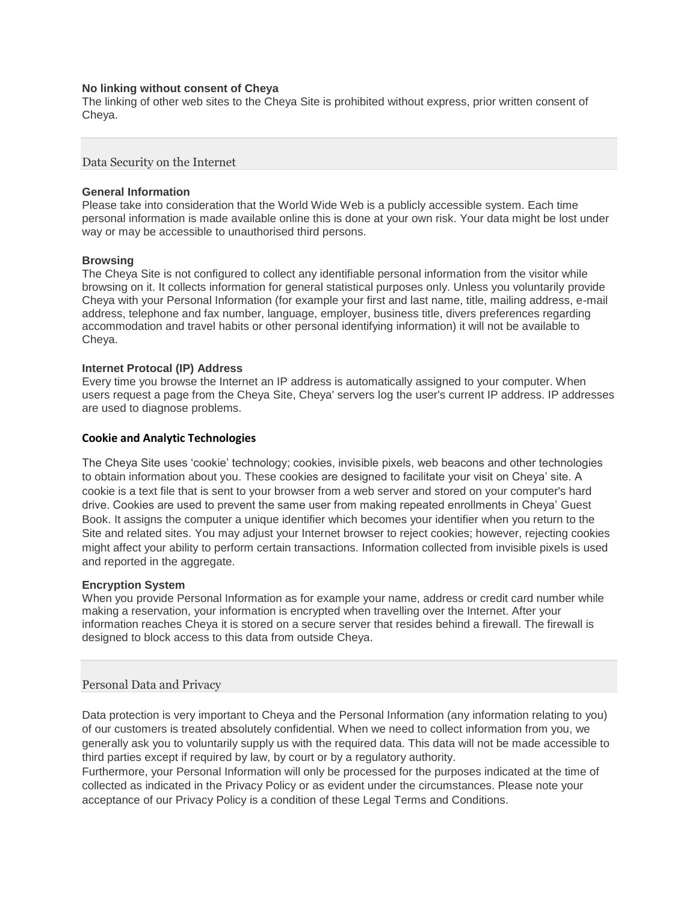**No linking without consent of Cheya**
The linking of other web sites to the Cheya Site is prohibited without express, prior written consent of Cheya.

## Data Security on the Internet

**General Information**
Please take into consideration that the World Wide Web is a publicly accessible system. Each time personal information is made available online this is done at your own risk. Your data might be lost under way or may be accessible to unauthorised third persons.

**Browsing**
The Cheya Site is not configured to collect any identifiable personal information from the visitor while browsing on it. It collects information for general statistical purposes only. Unless you voluntarily provide Cheya with your Personal Information (for example your first and last name, title, mailing address, e-mail address, telephone and fax number, language, employer, business title, divers preferences regarding accommodation and travel habits or other personal identifying information) it will not be available to Cheya.

**Internet Protocal (IP) Address**
Every time you browse the Internet an IP address is automatically assigned to your computer. When users request a page from the Cheya Site, Cheya' servers log the user's current IP address. IP addresses are used to diagnose problems.

**Cookie and Analytic Technologies**

The Cheya Site uses 'cookie' technology; cookies, invisible pixels, web beacons and other technologies to obtain information about you. These cookies are designed to facilitate your visit on Cheya' site. A cookie is a text file that is sent to your browser from a web server and stored on your computer's hard drive. Cookies are used to prevent the same user from making repeated enrollments in Cheya' Guest Book. It assigns the computer a unique identifier which becomes your identifier when you return to the Site and related sites. You may adjust your Internet browser to reject cookies; however, rejecting cookies might affect your ability to perform certain transactions. Information collected from invisible pixels is used and reported in the aggregate.

**Encryption System**
When you provide Personal Information as for example your name, address or credit card number while making a reservation, your information is encrypted when travelling over the Internet. After your information reaches Cheya it is stored on a secure server that resides behind a firewall. The firewall is designed to block access to this data from outside Cheya.

## Personal Data and Privacy

Data protection is very important to Cheya and the Personal Information (any information relating to you) of our customers is treated absolutely confidential. When we need to collect information from you, we generally ask you to voluntarily supply us with the required data. This data will not be made accessible to third parties except if required by law, by court or by a regulatory authority.
Furthermore, your Personal Information will only be processed for the purposes indicated at the time of collected as indicated in the Privacy Policy or as evident under the circumstances. Please note your acceptance of our Privacy Policy is a condition of these Legal Terms and Conditions.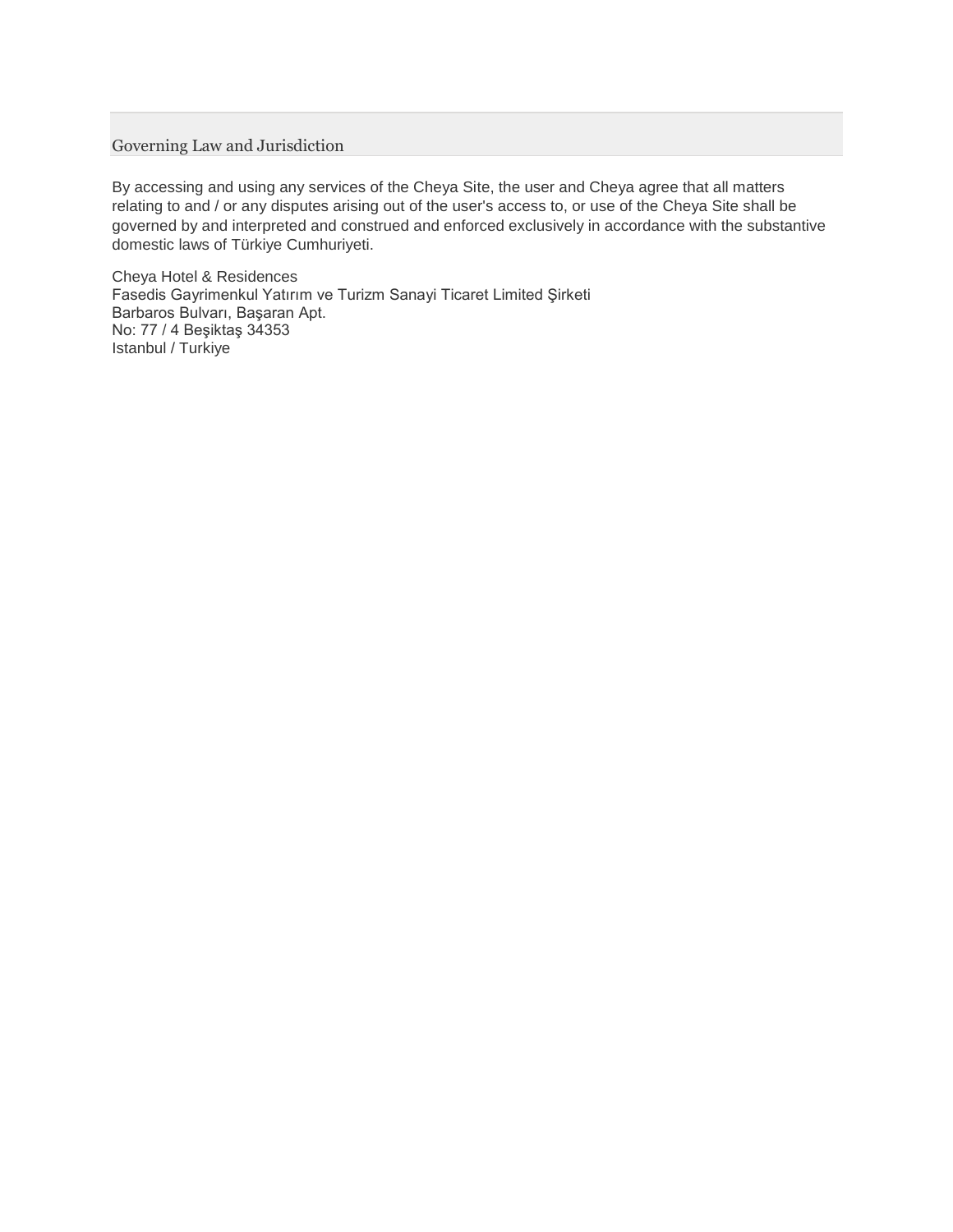## Governing Law and Jurisdiction

By accessing and using any services of the Cheya Site, the user and Cheya agree that all matters relating to and / or any disputes arising out of the user's access to, or use of the Cheya Site shall be governed by and interpreted and construed and enforced exclusively in accordance with the substantive domestic laws of Türkiye Cumhuriyeti.

Cheya Hotel & Residences  
Fasedis Gayrimenkul Yatırım ve Turizm Sanayi Ticaret Limited Şirketi  
Barbaros Bulvarı, Başaran Apt.  
No: 77 / 4 Beşiktaş 34353  
Istanbul / Turkiye